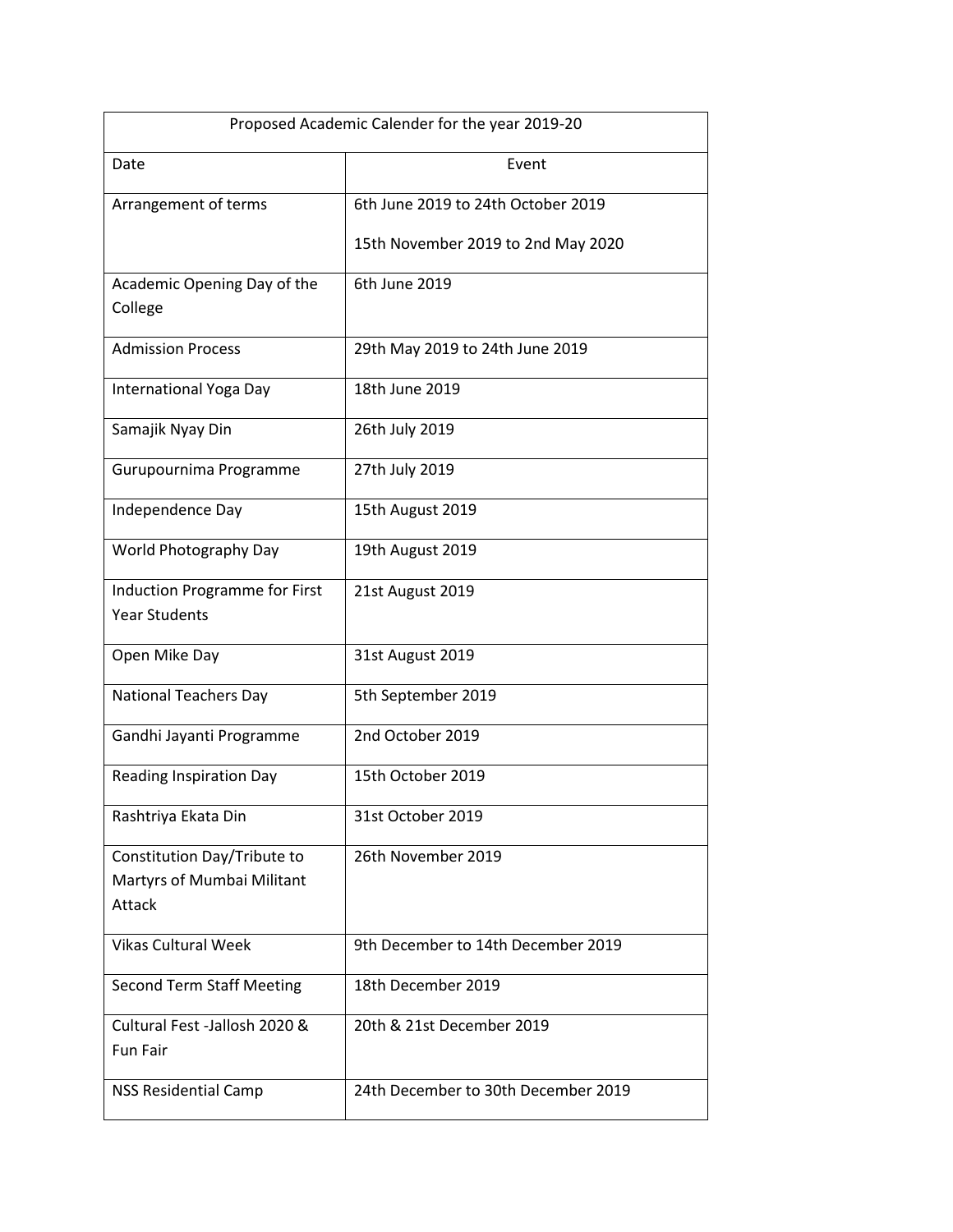| Proposed Academic Calender for the year 2019-20 | |
|---|---|
| Date | Event |
| Arrangement of terms | 6th June 2019 to 24th October 2019<br>15th November 2019 to 2nd May 2020 |
| Academic Opening Day of the College | 6th June 2019 |
| Admission Process | 29th May 2019 to 24th June 2019 |
| International Yoga Day | 18th June 2019 |
| Samajik Nyay Din | 26th July 2019 |
| Gurupournima Programme | 27th July 2019 |
| Independence Day | 15th August 2019 |
| World Photography Day | 19th August 2019 |
| Induction Programme for First Year Students | 21st August 2019 |
| Open Mike Day | 31st August 2019 |
| National Teachers Day | 5th September 2019 |
| Gandhi Jayanti Programme | 2nd October 2019 |
| Reading Inspiration Day | 15th October 2019 |
| Rashtriya Ekata Din | 31st October 2019 |
| Constitution Day/Tribute to Martyrs of Mumbai Militant Attack | 26th November 2019 |
| Vikas Cultural Week | 9th December to 14th December 2019 |
| Second Term Staff Meeting | 18th December 2019 |
| Cultural Fest -Jallosh 2020 & Fun Fair | 20th & 21st December 2019 |
| NSS Residential Camp | 24th December to 30th December 2019 |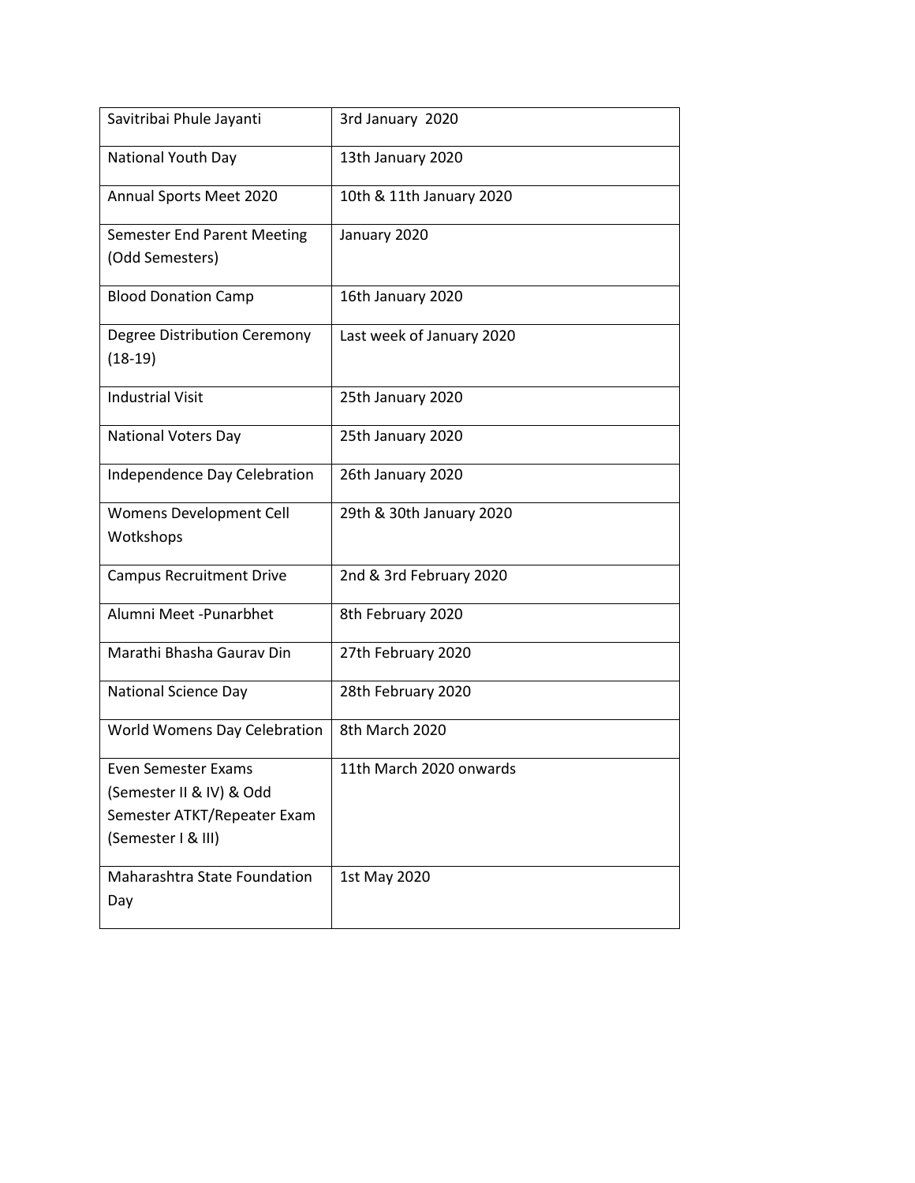| | |
|---|---|
| Savitribai Phule Jayanti | 3rd January 2020 |
| National Youth Day | 13th January 2020 |
| Annual Sports Meet 2020 | 10th & 11th January 2020 |
| Semester End Parent Meeting (Odd Semesters) | January 2020 |
| Blood Donation Camp | 16th January 2020 |
| Degree Distribution Ceremony (18-19) | Last week of January 2020 |
| Industrial Visit | 25th January 2020 |
| National Voters Day | 25th January 2020 |
| Independence Day Celebration | 26th January 2020 |
| Womens Development Cell Wotkshops | 29th & 30th January 2020 |
| Campus Recruitment Drive | 2nd & 3rd February 2020 |
| Alumni Meet -Punarbhet | 8th February 2020 |
| Marathi Bhasha Gaurav Din | 27th February 2020 |
| National Science Day | 28th February 2020 |
| World Womens Day Celebration | 8th March 2020 |
| Even Semester Exams (Semester II & IV) & Odd Semester ATKT/Repeater Exam (Semester I & III) | 11th March 2020 onwards |
| Maharashtra State Foundation Day | 1st May 2020 |